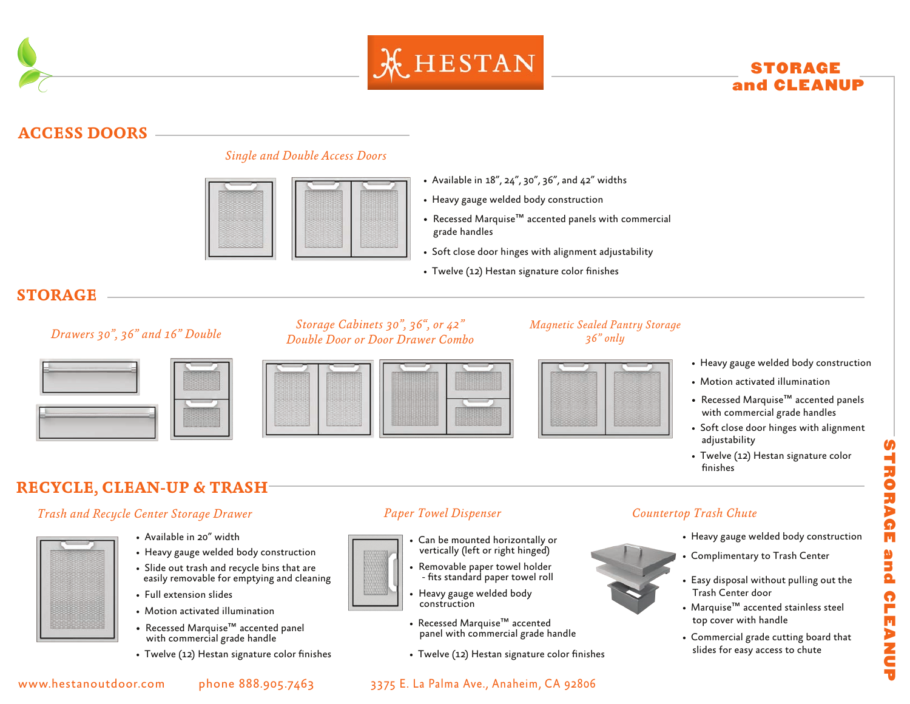# HESTAN

**STORAGE and CLEANUP**

## ACCESS DOORS

*Single and Double Access Doors*

- Available in 18", 24", 30", 36", and 42" widths
- Heavy gauge welded body construction
- Recessed Marquise™ accented panels with commercial grade handles
- Soft close door hinges with alignment adjustability
- Twelve (12) Hestan signature color finishes

## STORAGE

*Drawers 30", 36" and 16" Double*

*Storage Cabinets 30", 36", or 42" Double Door or Door Drawer Combo*

*Magnetic Sealed Pantry Storage 36" only*

- Heavy gauge welded body construction
- Motion activated illumination
- Recessed Marquise™ accented panels with commercial grade handles
- Soft close door hinges with alignment adjustability
- Twelve (12) Hestan signature color finishes

## RECYCLE, CLEAN-UP & TRASH

*Trash and Recycle Center Storage Drawer*

- Available in 20" width
- Heavy gauge welded body construction
- Slide out trash and recycle bins that are easily removable for emptying and cleaning
- Full extension slides
- Motion activated illumination
- Recessed Marquise™ accented panel with commercial grade handle
- Twelve (12) Hestan signature color finishes

*Paper Towel Dispenser*

- Can be mounted horizontally or vertically (left or right hinged)
- Removable paper towel holder - fits standard paper towel roll
- Heavy gauge welded body construction
- Recessed Marquise™ accented panel with commercial grade handle
- Twelve (12) Hestan signature color finishes

*Countertop Trash Chute*

- Heavy gauge welded body construction
- Complimentary to Trash Center
- Easy disposal without pulling out the Trash Center door
- Marquise™ accented stainless steel top cover with handle
- Commercial grade cutting board that slides for easy access to chute

www.hestanoutdoor.com phone 888.905.7463 3375 E. La Palma Ave., Anaheim, CA 92806

STRORAGE and CLEANUP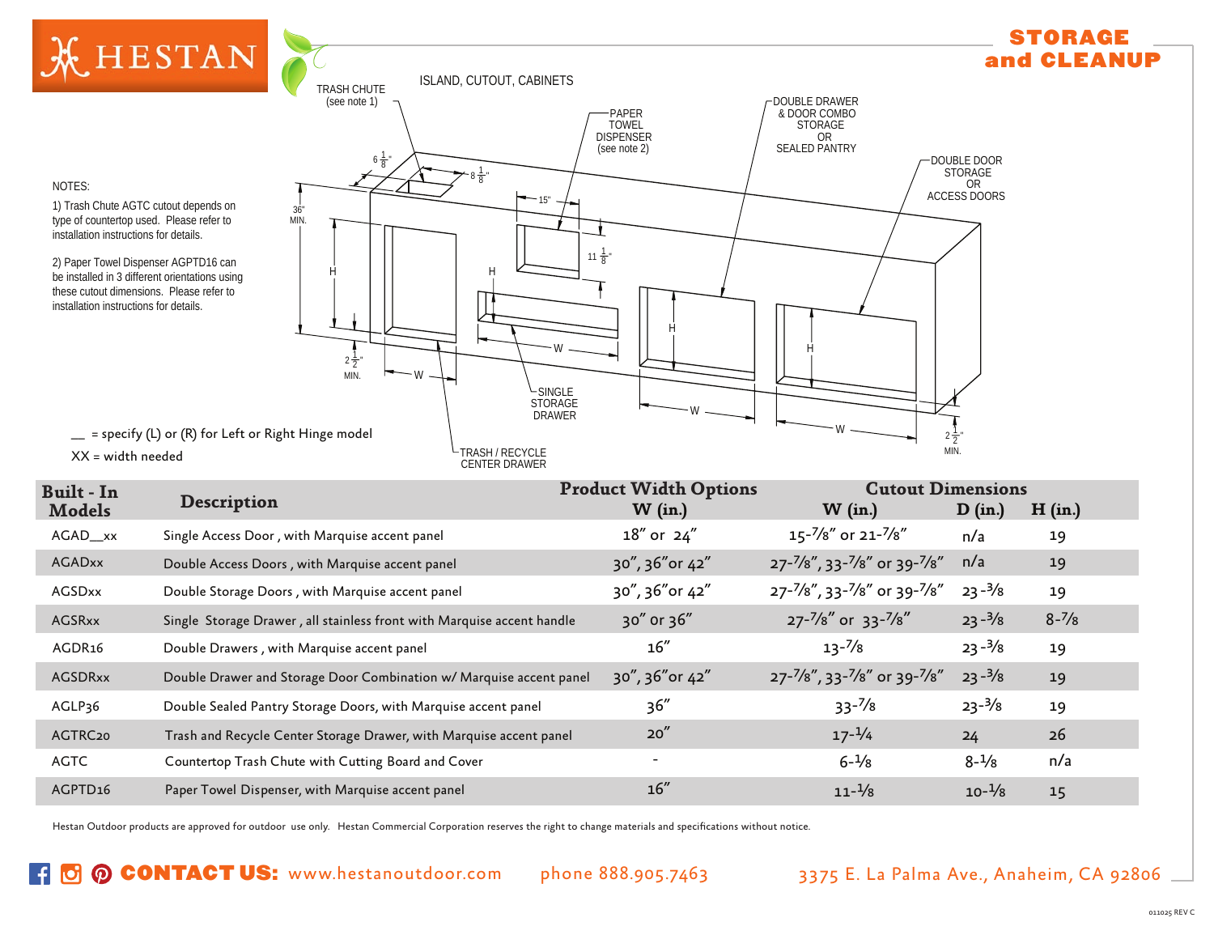HESTAN

# STORAGE and CLEANUP

ISLAND, CUTOUT, CABINETS

TRASH CHUTE (see note 1)

PAPER TOWEL DISPENSER (see note 2)

DOUBLE DRAWER & DOOR COMBO STORAGE OR SEALED PANTRY

DOUBLE DOOR STORAGE OR ACCESS DOORS

6 1/8"

8 1/8"

15"

11 1/8"

36" MIN.

H

H

H

H

W

W

W

W

2 1/2" MIN.

2 1/2" MIN.

SINGLE STORAGE DRAWER

TRASH / RECYCLE CENTER DRAWER

NOTES:

1) Trash Chute AGTC cutout depends on type of countertop used. Please refer to installation instructions for details.

2) Paper Towel Dispenser AGPTD16 can be installed in 3 different orientations using these cutout dimensions. Please refer to installation instructions for details.

__ = specify (L) or (R) for Left or Right Hinge model

XX = width needed

| Built - In Models | Description | Product Width Options | Cutout Dimensions | | |
|---|---|---|---|---|---|
| | | W (in.) | W (in.) | D (in.) | H (in.) |
| AGAD__xx | Single Access Door , with Marquise accent panel | 18″ or 24″ | 15-7/8″ or 21-7/8″ | n/a | 19 |
| AGADxx | Double Access Doors , with Marquise accent panel | 30″, 36″or 42″ | 27-7/8″, 33-7/8″ or 39-7/8″ | n/a | 19 |
| AGSDxx | Double Storage Doors , with Marquise accent panel | 30″, 36″or 42″ | 27-7/8″, 33-7/8″ or 39-7/8″ | 23-3/8 | 19 |
| AGSRxx | Single Storage Drawer , all stainless front with Marquise accent handle | 30″ or 36″ | 27-7/8″ or 33-7/8″ | 23-3/8 | 8-7/8 |
| AGDR16 | Double Drawers , with Marquise accent panel | 16″ | 13-7/8 | 23-3/8 | 19 |
| AGSDRxx | Double Drawer and Storage Door Combination w/ Marquise accent panel | 30″, 36″or 42″ | 27-7/8″, 33-7/8″ or 39-7/8″ | 23-3/8 | 19 |
| AGLP36 | Double Sealed Pantry Storage Doors, with Marquise accent panel | 36″ | 33-7/8 | 23-3/8 | 19 |
| AGTRC20 | Trash and Recycle Center Storage Drawer, with Marquise accent panel | 20″ | 17-1/4 | 24 | 26 |
| AGTC | Countertop Trash Chute with Cutting Board and Cover | - | 6-1/8 | 8-1/8 | n/a |
| AGPTD16 | Paper Towel Dispenser, with Marquise accent panel | 16″ | 11-1/8 | 10-1/8 | 15 |

Hestan Outdoor products are approved for outdoor use only. Hestan Commercial Corporation reserves the right to change materials and specifications without notice.

**CONTACT US:** www.hestanoutdoor.com phone 888.905.7463 3375 E. La Palma Ave., Anaheim, CA 92806

011025 REV C